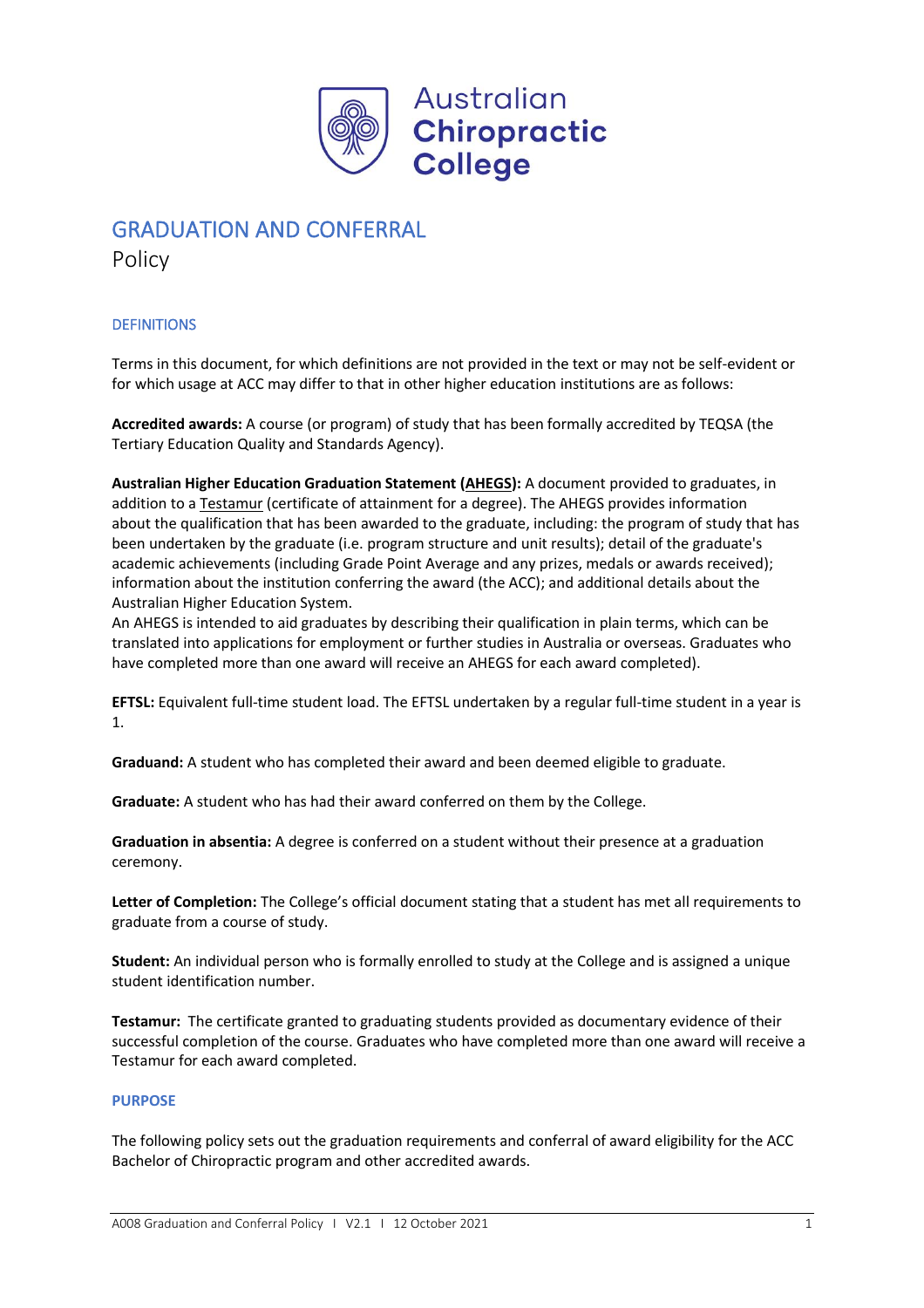Australian Chiropractic College

# GRADUATION AND CONFERRAL

Policy

## DEFINITIONS

Terms in this document, for which definitions are not provided in the text or may not be self-evident or for which usage at ACC may differ to that in other higher education institutions are as follows:

**Accredited awards:** A course (or program) of study that has been formally accredited by TEQSA (the Tertiary Education Quality and Standards Agency).

**Australian Higher Education Graduation Statement (AHEGS):** A document provided to graduates, in addition to a Testamur (certificate of attainment for a degree). The AHEGS provides information about the qualification that has been awarded to the graduate, including: the program of study that has been undertaken by the graduate (i.e. program structure and unit results); detail of the graduate's academic achievements (including Grade Point Average and any prizes, medals or awards received); information about the institution conferring the award (the ACC); and additional details about the Australian Higher Education System.
An AHEGS is intended to aid graduates by describing their qualification in plain terms, which can be translated into applications for employment or further studies in Australia or overseas. Graduates who have completed more than one award will receive an AHEGS for each award completed).

**EFTSL:** Equivalent full-time student load. The EFTSL undertaken by a regular full-time student in a year is 1.

**Graduand:** A student who has completed their award and been deemed eligible to graduate.

**Graduate:** A student who has had their award conferred on them by the College.

**Graduation in absentia:** A degree is conferred on a student without their presence at a graduation ceremony.

**Letter of Completion:** The College's official document stating that a student has met all requirements to graduate from a course of study.

**Student:** An individual person who is formally enrolled to study at the College and is assigned a unique student identification number.

**Testamur:** The certificate granted to graduating students provided as documentary evidence of their successful completion of the course. Graduates who have completed more than one award will receive a Testamur for each award completed.

## PURPOSE

The following policy sets out the graduation requirements and conferral of award eligibility for the ACC Bachelor of Chiropractic program and other accredited awards.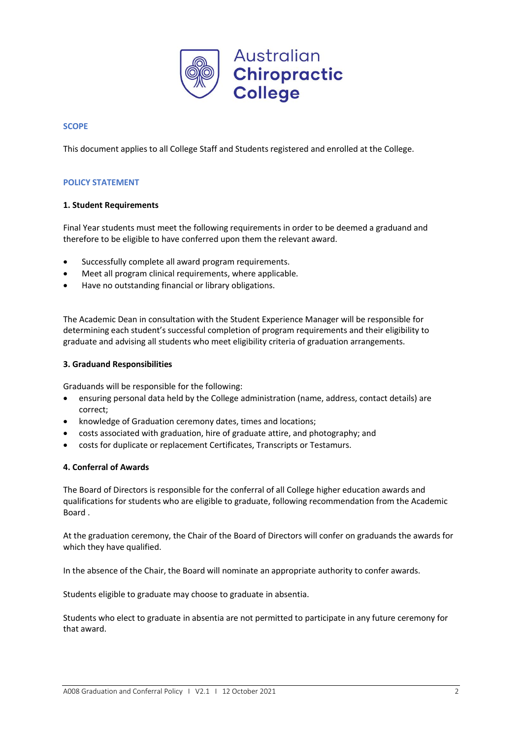## SCOPE

This document applies to all College Staff and Students registered and enrolled at the College.

## POLICY STATEMENT

### 1. Student Requirements

Final Year students must meet the following requirements in order to be deemed a graduand and therefore to be eligible to have conferred upon them the relevant award.

- Successfully complete all award program requirements.
- Meet all program clinical requirements, where applicable.
- Have no outstanding financial or library obligations.

The Academic Dean in consultation with the Student Experience Manager will be responsible for determining each student's successful completion of program requirements and their eligibility to graduate and advising all students who meet eligibility criteria of graduation arrangements.

### 3. Graduand Responsibilities

Graduands will be responsible for the following:

- ensuring personal data held by the College administration (name, address, contact details) are correct;
- knowledge of Graduation ceremony dates, times and locations;
- costs associated with graduation, hire of graduate attire, and photography; and
- costs for duplicate or replacement Certificates, Transcripts or Testamurs.

### 4. Conferral of Awards

The Board of Directors is responsible for the conferral of all College higher education awards and qualifications for students who are eligible to graduate, following recommendation from the Academic Board .

At the graduation ceremony, the Chair of the Board of Directors will confer on graduands the awards for which they have qualified.

In the absence of the Chair, the Board will nominate an appropriate authority to confer awards.

Students eligible to graduate may choose to graduate in absentia.

Students who elect to graduate in absentia are not permitted to participate in any future ceremony for that award.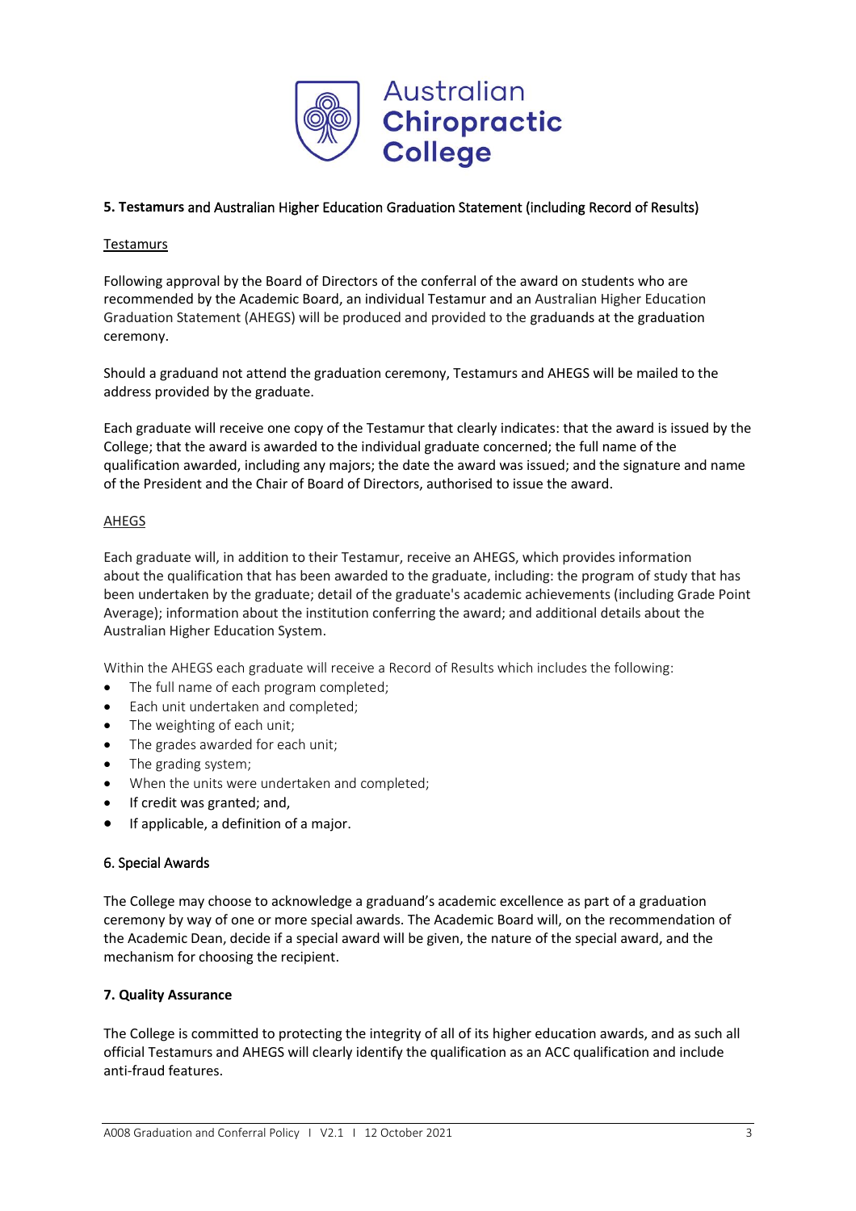## 5. Testamurs and Australian Higher Education Graduation Statement (including Record of Results)

Testamurs

Following approval by the Board of Directors of the conferral of the award on students who are recommended by the Academic Board, an individual Testamur and an Australian Higher Education Graduation Statement (AHEGS) will be produced and provided to the graduands at the graduation ceremony.

Should a graduand not attend the graduation ceremony, Testamurs and AHEGS will be mailed to the address provided by the graduate.

Each graduate will receive one copy of the Testamur that clearly indicates: that the award is issued by the College; that the award is awarded to the individual graduate concerned; the full name of the qualification awarded, including any majors; the date the award was issued; and the signature and name of the President and the Chair of Board of Directors, authorised to issue the award.

AHEGS

Each graduate will, in addition to their Testamur, receive an AHEGS, which provides information about the qualification that has been awarded to the graduate, including: the program of study that has been undertaken by the graduate; detail of the graduate's academic achievements (including Grade Point Average); information about the institution conferring the award; and additional details about the Australian Higher Education System.

Within the AHEGS each graduate will receive a Record of Results which includes the following:

- The full name of each program completed;
- Each unit undertaken and completed;
- The weighting of each unit;
- The grades awarded for each unit;
- The grading system;
- When the units were undertaken and completed;
- If credit was granted; and,
- If applicable, a definition of a major.

## 6. Special Awards

The College may choose to acknowledge a graduand's academic excellence as part of a graduation ceremony by way of one or more special awards. The Academic Board will, on the recommendation of the Academic Dean, decide if a special award will be given, the nature of the special award, and the mechanism for choosing the recipient.

## 7. Quality Assurance

The College is committed to protecting the integrity of all of its higher education awards, and as such all official Testamurs and AHEGS will clearly identify the qualification as an ACC qualification and include anti-fraud features.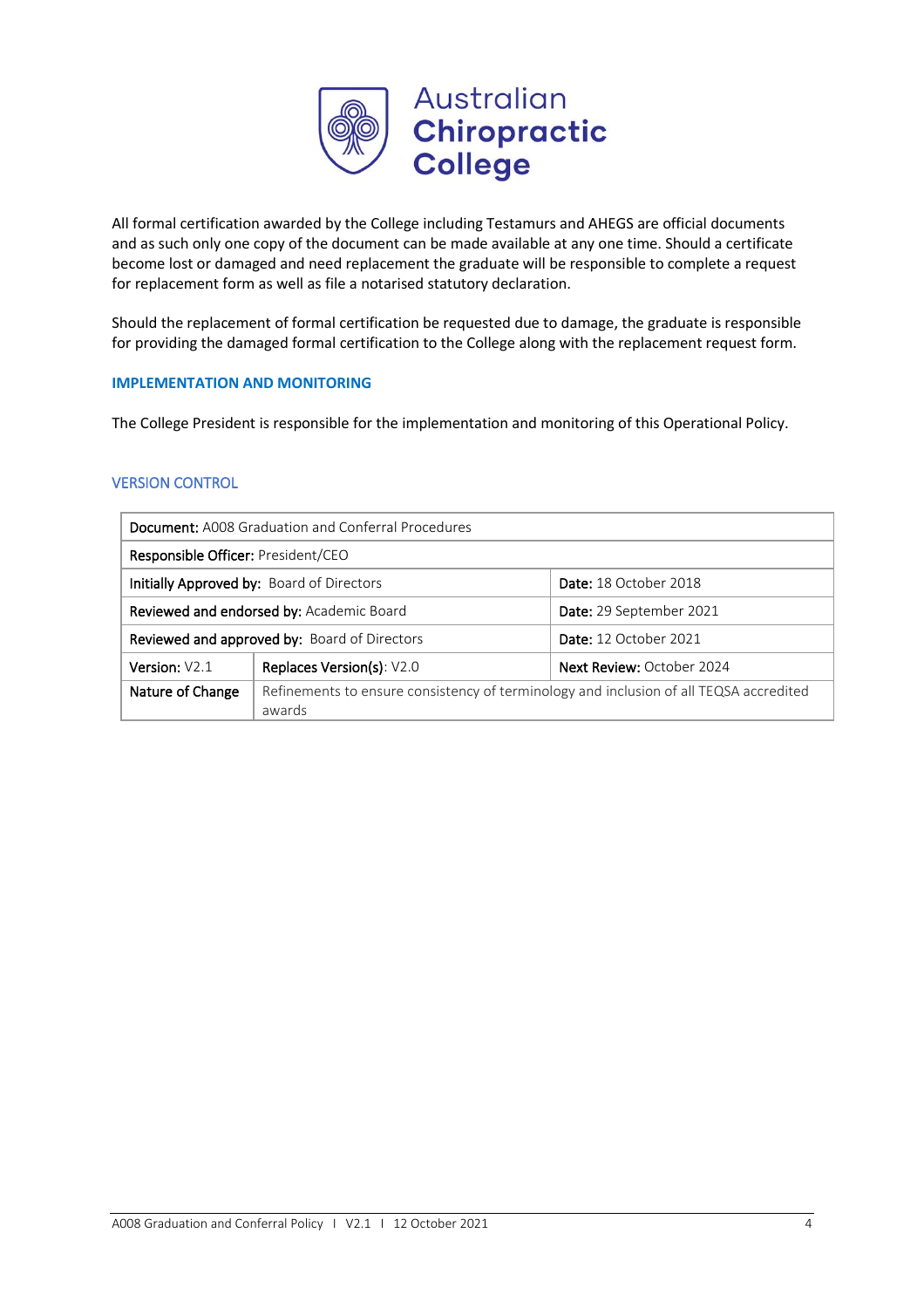All formal certification awarded by the College including Testamurs and AHEGS are official documents and as such only one copy of the document can be made available at any one time. Should a certificate become lost or damaged and need replacement the graduate will be responsible to complete a request for replacement form as well as file a notarised statutory declaration.

Should the replacement of formal certification be requested due to damage, the graduate is responsible for providing the damaged formal certification to the College along with the replacement request form.

## IMPLEMENTATION AND MONITORING

The College President is responsible for the implementation and monitoring of this Operational Policy.

## VERSION CONTROL

| | | |
|---|---|---|
| **Document:** A008 Graduation and Conferral Procedures | | |
| **Responsible Officer:** President/CEO | | |
| **Initially Approved by:** Board of Directors | | **Date:** 18 October 2018 |
| **Reviewed and endorsed by:** Academic Board | | **Date:** 29 September 2021 |
| **Reviewed and approved by:** Board of Directors | | **Date:** 12 October 2021 |
| **Version:** V2.1 | **Replaces Version(s):** V2.0 | **Next Review:** October 2024 |
| **Nature of Change** | Refinements to ensure consistency of terminology and inclusion of all TEQSA accredited awards | |